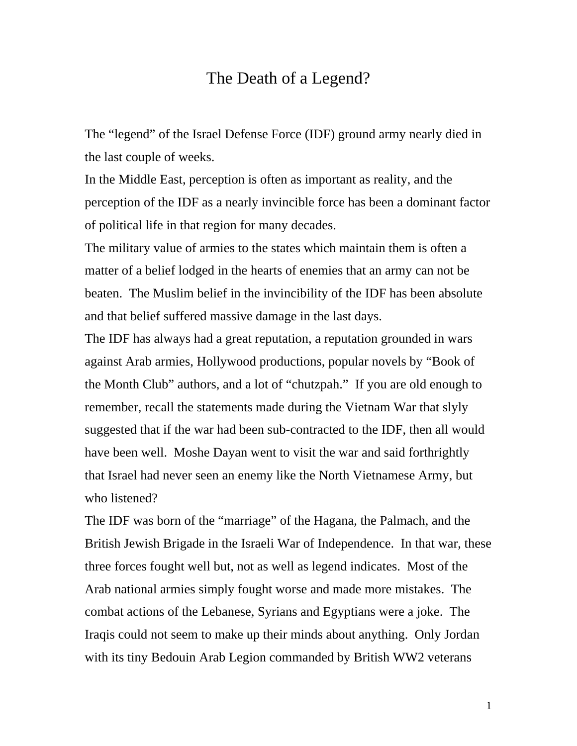# The Death of a Legend?

The "legend" of the Israel Defense Force (IDF) ground army nearly died in the last couple of weeks.

In the Middle East, perception is often as important as reality, and the perception of the IDF as a nearly invincible force has been a dominant factor of political life in that region for many decades.

The military value of armies to the states which maintain them is often a matter of a belief lodged in the hearts of enemies that an army can not be beaten. The Muslim belief in the invincibility of the IDF has been absolute and that belief suffered massive damage in the last days.

The IDF has always had a great reputation, a reputation grounded in wars against Arab armies, Hollywood productions, popular novels by "Book of the Month Club" authors, and a lot of "chutzpah." If you are old enough to remember, recall the statements made during the Vietnam War that slyly suggested that if the war had been sub-contracted to the IDF, then all would have been well. Moshe Dayan went to visit the war and said forthrightly that Israel had never seen an enemy like the North Vietnamese Army, but who listened?

The IDF was born of the "marriage" of the Hagana, the Palmach, and the British Jewish Brigade in the Israeli War of Independence. In that war, these three forces fought well but, not as well as legend indicates. Most of the Arab national armies simply fought worse and made more mistakes. The combat actions of the Lebanese, Syrians and Egyptians were a joke. The Iraqis could not seem to make up their minds about anything. Only Jordan with its tiny Bedouin Arab Legion commanded by British WW2 veterans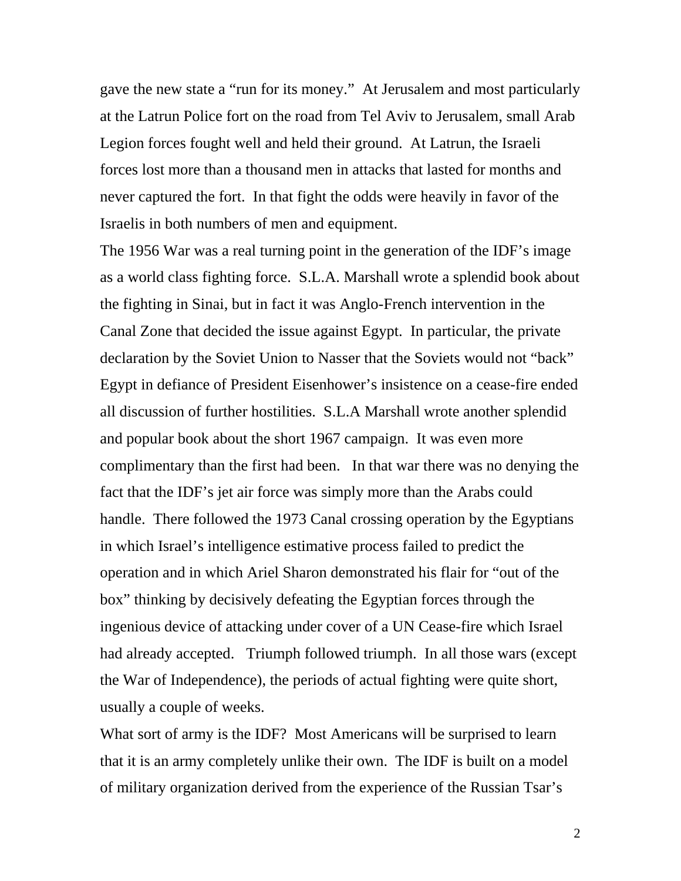gave the new state a "run for its money." At Jerusalem and most particularly at the Latrun Police fort on the road from Tel Aviv to Jerusalem, small Arab Legion forces fought well and held their ground. At Latrun, the Israeli forces lost more than a thousand men in attacks that lasted for months and never captured the fort. In that fight the odds were heavily in favor of the Israelis in both numbers of men and equipment.

The 1956 War was a real turning point in the generation of the IDF's image as a world class fighting force. S.L.A. Marshall wrote a splendid book about the fighting in Sinai, but in fact it was Anglo-French intervention in the Canal Zone that decided the issue against Egypt. In particular, the private declaration by the Soviet Union to Nasser that the Soviets would not "back" Egypt in defiance of President Eisenhower's insistence on a cease-fire ended all discussion of further hostilities. S.L.A Marshall wrote another splendid and popular book about the short 1967 campaign. It was even more complimentary than the first had been. In that war there was no denying the fact that the IDF's jet air force was simply more than the Arabs could handle. There followed the 1973 Canal crossing operation by the Egyptians in which Israel's intelligence estimative process failed to predict the operation and in which Ariel Sharon demonstrated his flair for "out of the box" thinking by decisively defeating the Egyptian forces through the ingenious device of attacking under cover of a UN Cease-fire which Israel had already accepted. Triumph followed triumph. In all those wars (except the War of Independence), the periods of actual fighting were quite short, usually a couple of weeks.

What sort of army is the IDF? Most Americans will be surprised to learn that it is an army completely unlike their own. The IDF is built on a model of military organization derived from the experience of the Russian Tsar's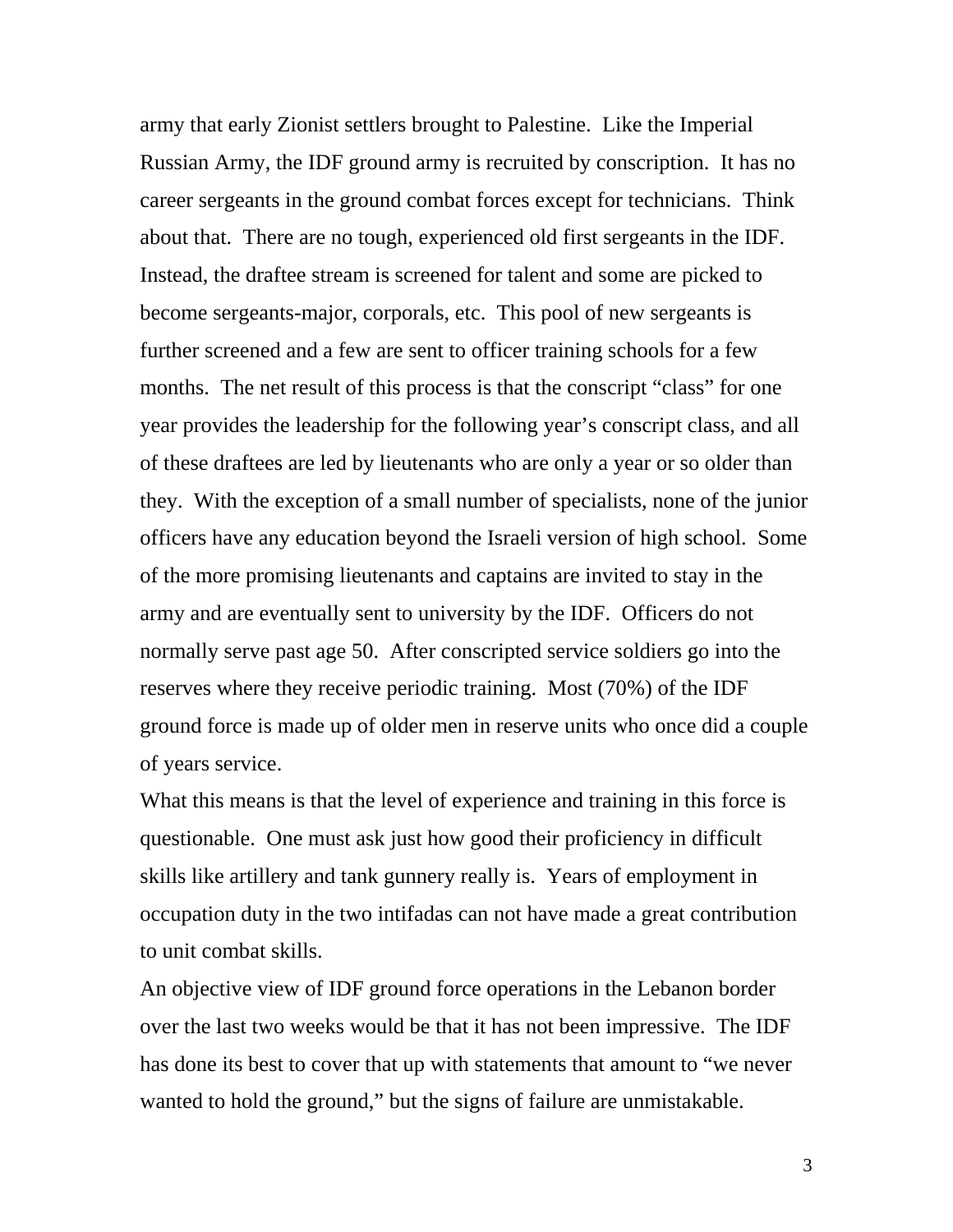army that early Zionist settlers brought to Palestine. Like the Imperial Russian Army, the IDF ground army is recruited by conscription. It has no career sergeants in the ground combat forces except for technicians. Think about that. There are no tough, experienced old first sergeants in the IDF. Instead, the draftee stream is screened for talent and some are picked to become sergeants-major, corporals, etc. This pool of new sergeants is further screened and a few are sent to officer training schools for a few months. The net result of this process is that the conscript "class" for one year provides the leadership for the following year's conscript class, and all of these draftees are led by lieutenants who are only a year or so older than they. With the exception of a small number of specialists, none of the junior officers have any education beyond the Israeli version of high school. Some of the more promising lieutenants and captains are invited to stay in the army and are eventually sent to university by the IDF. Officers do not normally serve past age 50. After conscripted service soldiers go into the reserves where they receive periodic training. Most (70%) of the IDF ground force is made up of older men in reserve units who once did a couple of years service.

What this means is that the level of experience and training in this force is questionable. One must ask just how good their proficiency in difficult skills like artillery and tank gunnery really is. Years of employment in occupation duty in the two intifadas can not have made a great contribution to unit combat skills.

An objective view of IDF ground force operations in the Lebanon border over the last two weeks would be that it has not been impressive. The IDF has done its best to cover that up with statements that amount to "we never wanted to hold the ground," but the signs of failure are unmistakable.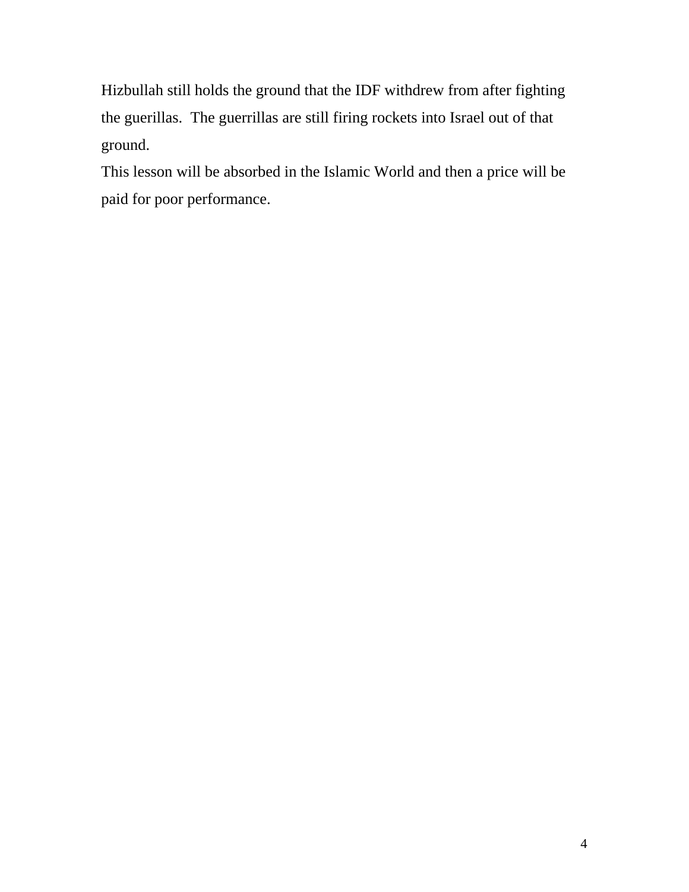Hizbullah still holds the ground that the IDF withdrew from after fighting the guerillas.  The guerrillas are still firing rockets into Israel out of that ground.

This lesson will be absorbed in the Islamic World and then a price will be paid for poor performance.